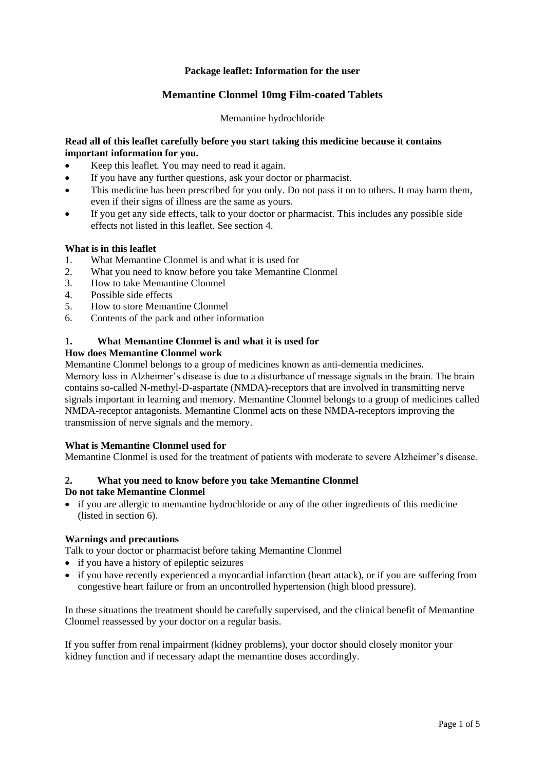**Package leaflet: Information for the user**

# Memantine Clonmel 10mg Film-coated Tablets

Memantine hydrochloride

**Read all of this leaflet carefully before you start taking this medicine because it contains important information for you.**

- Keep this leaflet. You may need to read it again.
- If you have any further questions, ask your doctor or pharmacist.
- This medicine has been prescribed for you only. Do not pass it on to others. It may harm them, even if their signs of illness are the same as yours.
- If you get any side effects, talk to your doctor or pharmacist. This includes any possible side effects not listed in this leaflet. See section 4.

**What is in this leaflet**

1. What Memantine Clonmel is and what it is used for
2. What you need to know before you take Memantine Clonmel
3. How to take Memantine Clonmel
4. Possible side effects
5. How to store Memantine Clonmel
6. Contents of the pack and other information

## 1. What Memantine Clonmel is and what it is used for

**How does Memantine Clonmel work**

Memantine Clonmel belongs to a group of medicines known as anti-dementia medicines.
Memory loss in Alzheimer's disease is due to a disturbance of message signals in the brain. The brain contains so-called N-methyl-D-aspartate (NMDA)-receptors that are involved in transmitting nerve signals important in learning and memory. Memantine Clonmel belongs to a group of medicines called NMDA-receptor antagonists. Memantine Clonmel acts on these NMDA-receptors improving the transmission of nerve signals and the memory.

**What is Memantine Clonmel used for**

Memantine Clonmel is used for the treatment of patients with moderate to severe Alzheimer's disease.

## 2. What you need to know before you take Memantine Clonmel

**Do not take Memantine Clonmel**

- if you are allergic to memantine hydrochloride or any of the other ingredients of this medicine (listed in section 6).

**Warnings and precautions**

Talk to your doctor or pharmacist before taking Memantine Clonmel

- if you have a history of epileptic seizures
- if you have recently experienced a myocardial infarction (heart attack), or if you are suffering from congestive heart failure or from an uncontrolled hypertension (high blood pressure).

In these situations the treatment should be carefully supervised, and the clinical benefit of Memantine Clonmel reassessed by your doctor on a regular basis.

If you suffer from renal impairment (kidney problems), your doctor should closely monitor your kidney function and if necessary adapt the memantine doses accordingly.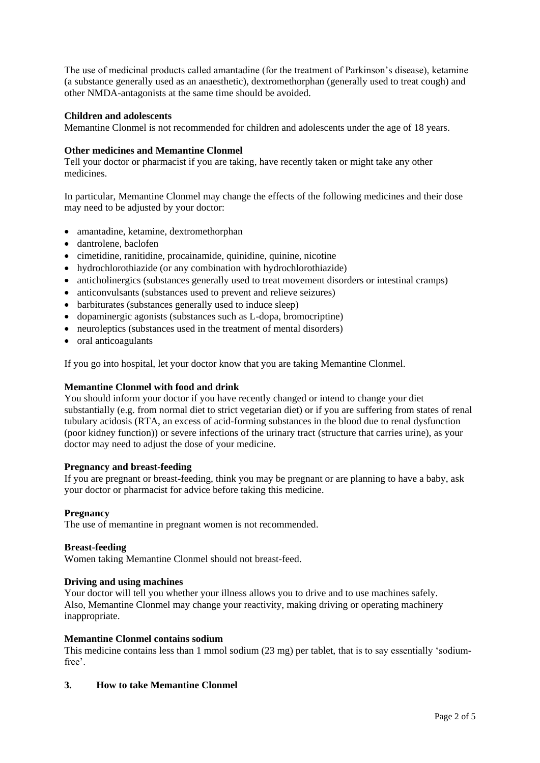The use of medicinal products called amantadine (for the treatment of Parkinson's disease), ketamine (a substance generally used as an anaesthetic), dextromethorphan (generally used to treat cough) and other NMDA-antagonists at the same time should be avoided.

**Children and adolescents**
Memantine Clonmel is not recommended for children and adolescents under the age of 18 years.

**Other medicines and Memantine Clonmel**
Tell your doctor or pharmacist if you are taking, have recently taken or might take any other medicines.

In particular, Memantine Clonmel may change the effects of the following medicines and their dose may need to be adjusted by your doctor:

- amantadine, ketamine, dextromethorphan
- dantrolene, baclofen
- cimetidine, ranitidine, procainamide, quinidine, quinine, nicotine
- hydrochlorothiazide (or any combination with hydrochlorothiazide)
- anticholinergics (substances generally used to treat movement disorders or intestinal cramps)
- anticonvulsants (substances used to prevent and relieve seizures)
- barbiturates (substances generally used to induce sleep)
- dopaminergic agonists (substances such as L-dopa, bromocriptine)
- neuroleptics (substances used in the treatment of mental disorders)
- oral anticoagulants

If you go into hospital, let your doctor know that you are taking Memantine Clonmel.

**Memantine Clonmel with food and drink**
You should inform your doctor if you have recently changed or intend to change your diet substantially (e.g. from normal diet to strict vegetarian diet) or if you are suffering from states of renal tubulary acidosis (RTA, an excess of acid-forming substances in the blood due to renal dysfunction (poor kidney function)) or severe infections of the urinary tract (structure that carries urine), as your doctor may need to adjust the dose of your medicine.

**Pregnancy and breast-feeding**
If you are pregnant or breast-feeding, think you may be pregnant or are planning to have a baby, ask your doctor or pharmacist for advice before taking this medicine.

**Pregnancy**
The use of memantine in pregnant women is not recommended.

**Breast-feeding**
Women taking Memantine Clonmel should not breast-feed.

**Driving and using machines**
Your doctor will tell you whether your illness allows you to drive and to use machines safely. Also, Memantine Clonmel may change your reactivity, making driving or operating machinery inappropriate.

**Memantine Clonmel contains sodium**
This medicine contains less than 1 mmol sodium (23 mg) per tablet, that is to say essentially 'sodium-free'.

## 3. How to take Memantine Clonmel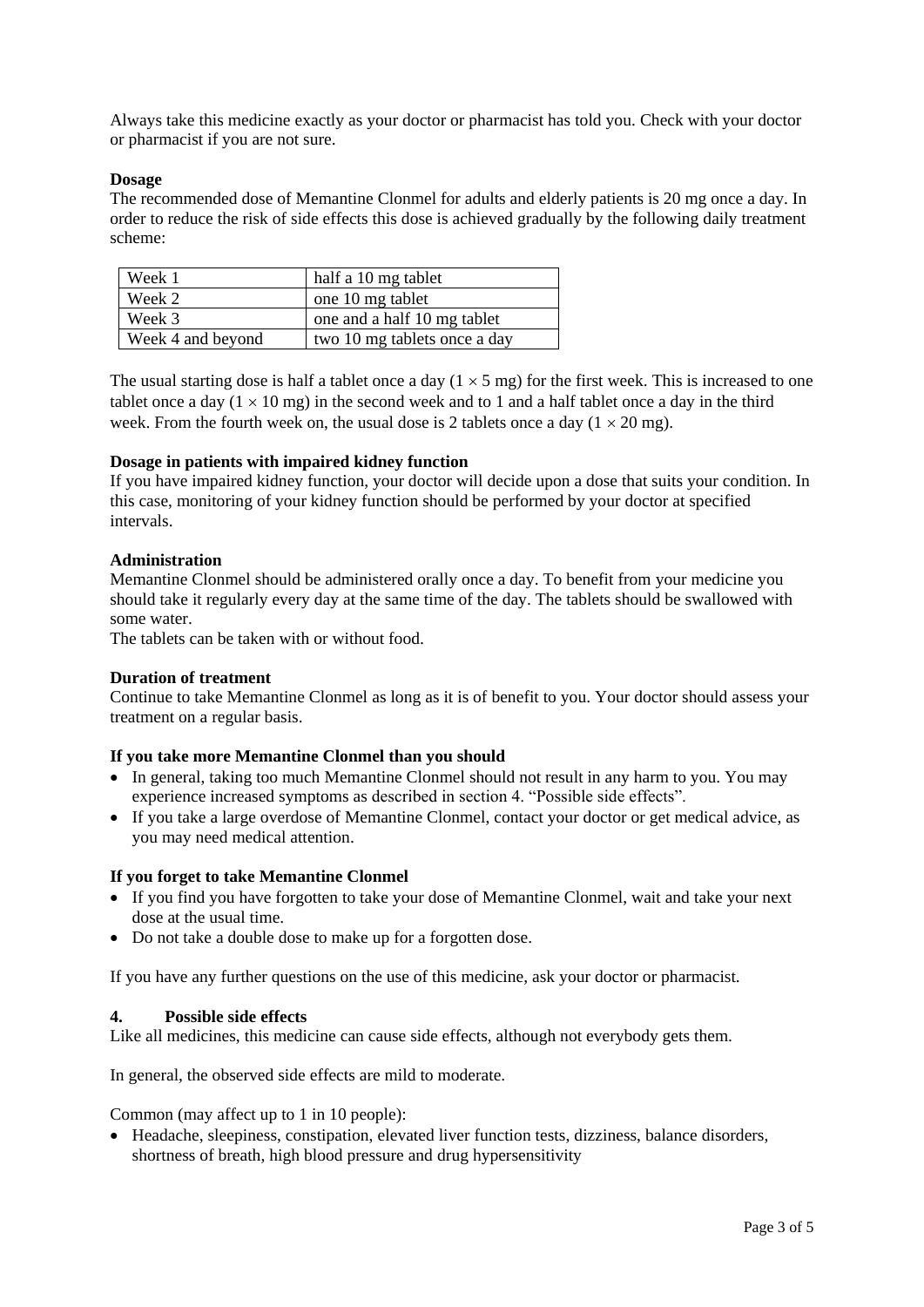Always take this medicine exactly as your doctor or pharmacist has told you. Check with your doctor or pharmacist if you are not sure.

**Dosage**

The recommended dose of Memantine Clonmel for adults and elderly patients is 20 mg once a day. In order to reduce the risk of side effects this dose is achieved gradually by the following daily treatment scheme:

| Week 1 | half a 10 mg tablet |
|---|---|
| Week 2 | one 10 mg tablet |
| Week 3 | one and a half 10 mg tablet |
| Week 4 and beyond | two 10 mg tablets once a day |

The usual starting dose is half a tablet once a day (1 × 5 mg) for the first week. This is increased to one tablet once a day (1 × 10 mg) in the second week and to 1 and a half tablet once a day in the third week. From the fourth week on, the usual dose is 2 tablets once a day (1 × 20 mg).

**Dosage in patients with impaired kidney function**

If you have impaired kidney function, your doctor will decide upon a dose that suits your condition. In this case, monitoring of your kidney function should be performed by your doctor at specified intervals.

**Administration**

Memantine Clonmel should be administered orally once a day. To benefit from your medicine you should take it regularly every day at the same time of the day. The tablets should be swallowed with some water.

The tablets can be taken with or without food.

**Duration of treatment**

Continue to take Memantine Clonmel as long as it is of benefit to you. Your doctor should assess your treatment on a regular basis.

**If you take more Memantine Clonmel than you should**

- In general, taking too much Memantine Clonmel should not result in any harm to you. You may experience increased symptoms as described in section 4. "Possible side effects".
- If you take a large overdose of Memantine Clonmel, contact your doctor or get medical advice, as you may need medical attention.

**If you forget to take Memantine Clonmel**

- If you find you have forgotten to take your dose of Memantine Clonmel, wait and take your next dose at the usual time.
- Do not take a double dose to make up for a forgotten dose.

If you have any further questions on the use of this medicine, ask your doctor or pharmacist.

## 4. Possible side effects

Like all medicines, this medicine can cause side effects, although not everybody gets them.

In general, the observed side effects are mild to moderate.

Common (may affect up to 1 in 10 people):

- Headache, sleepiness, constipation, elevated liver function tests, dizziness, balance disorders, shortness of breath, high blood pressure and drug hypersensitivity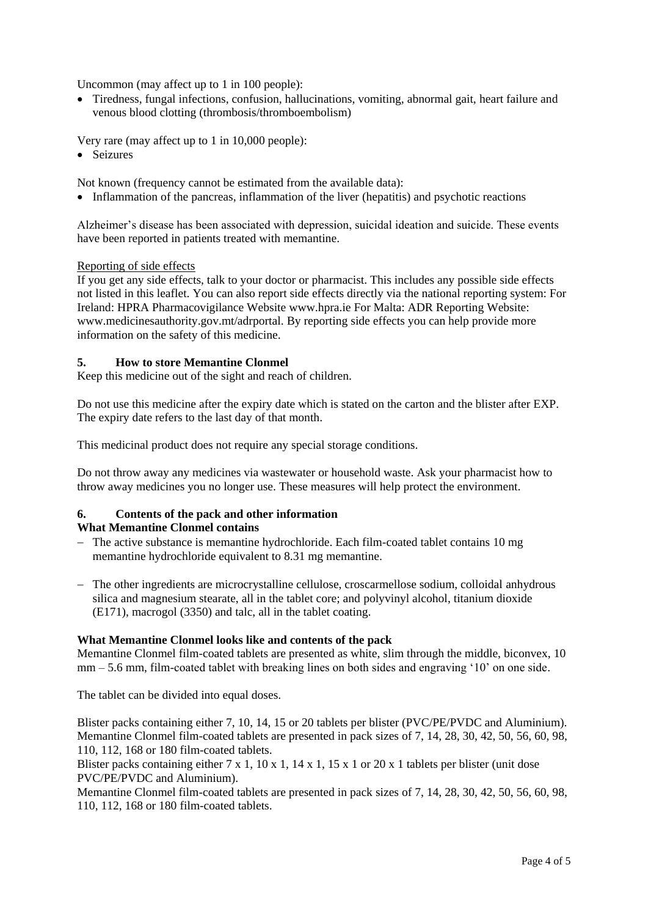Uncommon (may affect up to 1 in 100 people):

- Tiredness, fungal infections, confusion, hallucinations, vomiting, abnormal gait, heart failure and venous blood clotting (thrombosis/thromboembolism)

Very rare (may affect up to 1 in 10,000 people):

- Seizures

Not known (frequency cannot be estimated from the available data):

- Inflammation of the pancreas, inflammation of the liver (hepatitis) and psychotic reactions

Alzheimer's disease has been associated with depression, suicidal ideation and suicide. These events have been reported in patients treated with memantine.

Reporting of side effects

If you get any side effects, talk to your doctor or pharmacist. This includes any possible side effects not listed in this leaflet. You can also report side effects directly via the national reporting system: For Ireland: HPRA Pharmacovigilance Website www.hpra.ie For Malta: ADR Reporting Website: www.medicinesauthority.gov.mt/adrportal. By reporting side effects you can help provide more information on the safety of this medicine.

## 5. How to store Memantine Clonmel

Keep this medicine out of the sight and reach of children.

Do not use this medicine after the expiry date which is stated on the carton and the blister after EXP. The expiry date refers to the last day of that month.

This medicinal product does not require any special storage conditions.

Do not throw away any medicines via wastewater or household waste. Ask your pharmacist how to throw away medicines you no longer use. These measures will help protect the environment.

## 6. Contents of the pack and other information

**What Memantine Clonmel contains**

- The active substance is memantine hydrochloride. Each film-coated tablet contains 10 mg memantine hydrochloride equivalent to 8.31 mg memantine.
- The other ingredients are microcrystalline cellulose, croscarmellose sodium, colloidal anhydrous silica and magnesium stearate, all in the tablet core; and polyvinyl alcohol, titanium dioxide (E171), macrogol (3350) and talc, all in the tablet coating.

**What Memantine Clonmel looks like and contents of the pack**

Memantine Clonmel film-coated tablets are presented as white, slim through the middle, biconvex, 10 mm – 5.6 mm, film-coated tablet with breaking lines on both sides and engraving '10' on one side.

The tablet can be divided into equal doses.

Blister packs containing either 7, 10, 14, 15 or 20 tablets per blister (PVC/PE/PVDC and Aluminium).
Memantine Clonmel film-coated tablets are presented in pack sizes of 7, 14, 28, 30, 42, 50, 56, 60, 98, 110, 112, 168 or 180 film-coated tablets.
Blister packs containing either 7 x 1, 10 x 1, 14 x 1, 15 x 1 or 20 x 1 tablets per blister (unit dose PVC/PE/PVDC and Aluminium).
Memantine Clonmel film-coated tablets are presented in pack sizes of 7, 14, 28, 30, 42, 50, 56, 60, 98, 110, 112, 168 or 180 film-coated tablets.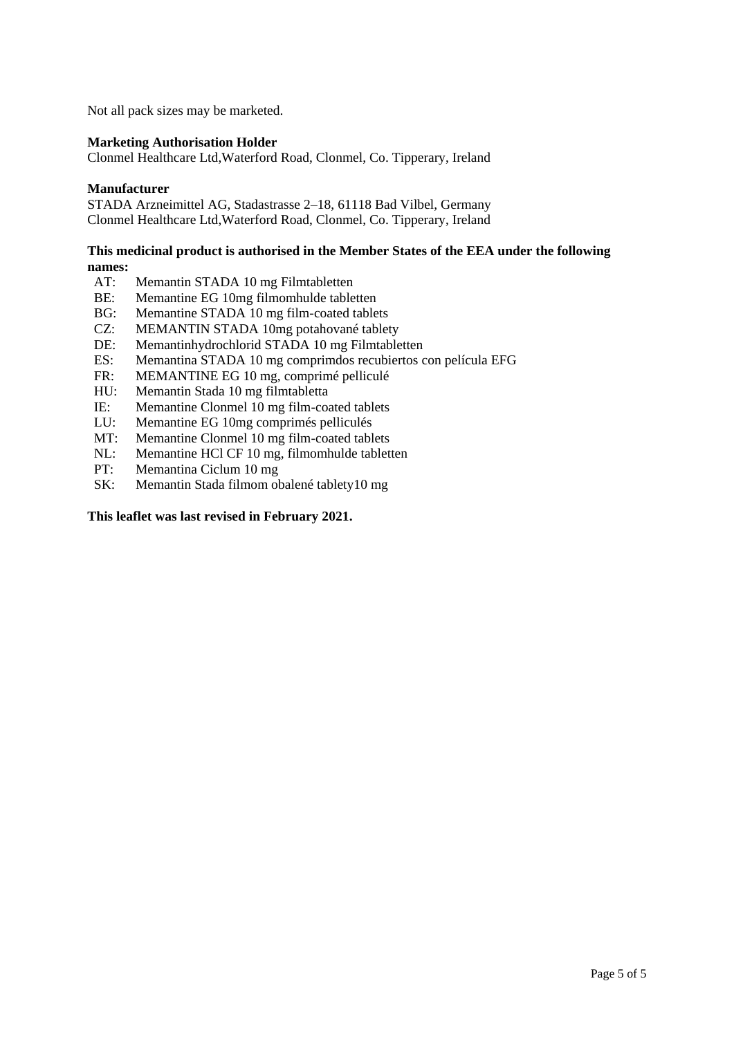Not all pack sizes may be marketed.

**Marketing Authorisation Holder**

Clonmel Healthcare Ltd,Waterford Road, Clonmel, Co. Tipperary, Ireland

**Manufacturer**

STADA Arzneimittel AG, Stadastrasse 2–18, 61118 Bad Vilbel, Germany
Clonmel Healthcare Ltd,Waterford Road, Clonmel, Co. Tipperary, Ireland

**This medicinal product is authorised in the Member States of the EEA under the following names:**

AT: Memantin STADA 10 mg Filmtabletten
BE: Memantine EG 10mg filmomhulde tabletten
BG: Memantine STADA 10 mg film-coated tablets
CZ: MEMANTIN STADA 10mg potahované tablety
DE: Memantinhydrochlorid STADA 10 mg Filmtabletten
ES: Memantina STADA 10 mg comprimdos recubiertos con película EFG
FR: MEMANTINE EG 10 mg, comprimé pelliculé
HU: Memantin Stada 10 mg filmtabletta
IE: Memantine Clonmel 10 mg film-coated tablets
LU: Memantine EG 10mg comprimés pelliculés
MT: Memantine Clonmel 10 mg film-coated tablets
NL: Memantine HCl CF 10 mg, filmomhulde tabletten
PT: Memantina Ciclum 10 mg
SK: Memantin Stada filmom obalené tablety10 mg

**This leaflet was last revised in February 2021.**